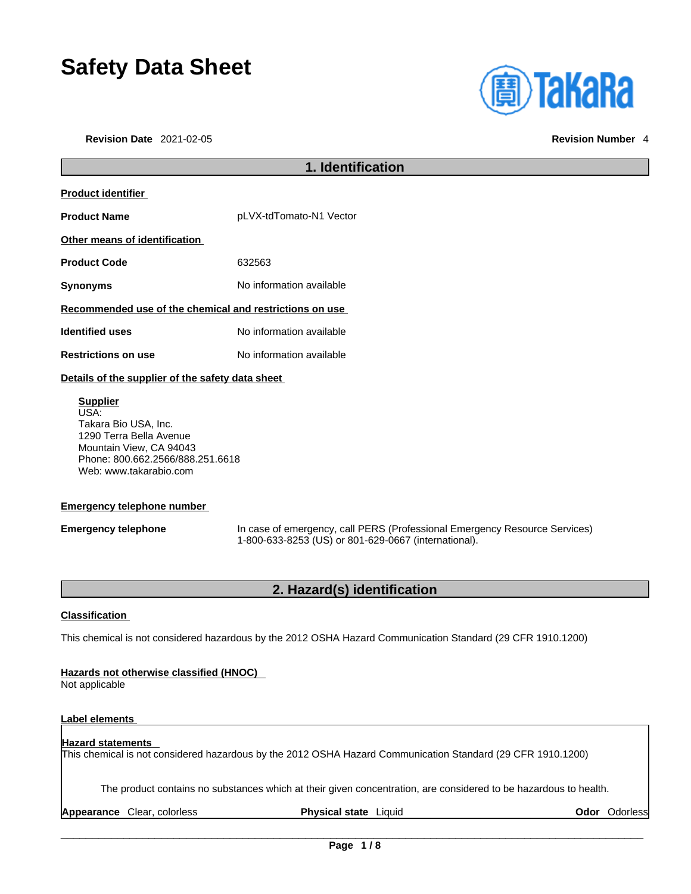# Safety Data Sheet

**Revision Date** 2021-02-05 **Revision Number** 4

## 1. Identification

**Product identifier**

**Product Name** pLVX-tdTomato-N1 Vector

**Other means of identification**

**Product Code** 632563

**Synonyms** No information available

**Recommended use of the chemical and restrictions on use**

**Identified uses** No information available

**Restrictions on use** No information available

**Details of the supplier of the safety data sheet**

**Supplier**
USA:
Takara Bio USA, Inc.
1290 Terra Bella Avenue
Mountain View, CA 94043
Phone: 800.662.2566/888.251.6618
Web: www.takarabio.com

**Emergency telephone number**

**Emergency telephone** In case of emergency, call PERS (Professional Emergency Resource Services) 1-800-633-8253 (US) or 801-629-0667 (international).

## 2. Hazard(s) identification

**Classification**

This chemical is not considered hazardous by the 2012 OSHA Hazard Communication Standard (29 CFR 1910.1200)

**Hazards not otherwise classified (HNOC)**
Not applicable

**Label elements**

**Hazard statements**
This chemical is not considered hazardous by the 2012 OSHA Hazard Communication Standard (29 CFR 1910.1200)

The product contains no substances which at their given concentration, are considered to be hazardous to health.

**Appearance** Clear, colorless **Physical state** Liquid **Odor** Odorless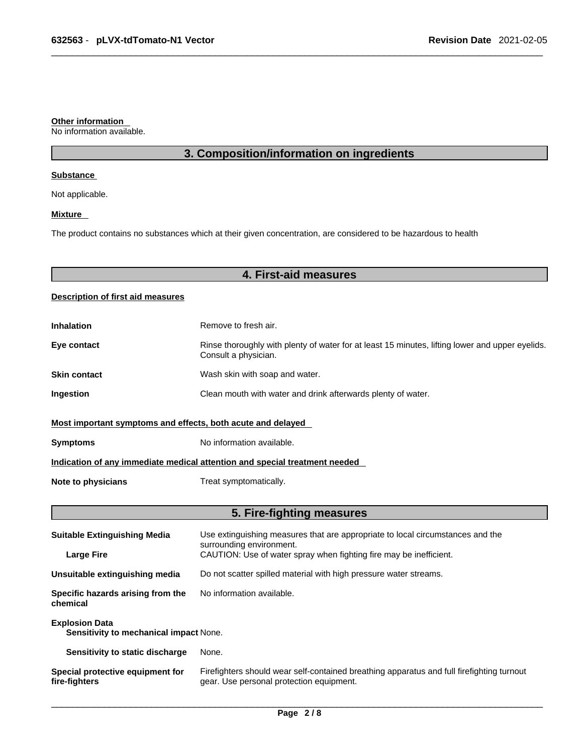**Other information**
No information available.

## 3. Composition/information on ingredients

**Substance**

Not applicable.

**Mixture**

The product contains no substances which at their given concentration, are considered to be hazardous to health

## 4. First-aid measures

**Description of first aid measures**

| | |
|---|---|
| **Inhalation** | Remove to fresh air. |
| **Eye contact** | Rinse thoroughly with plenty of water for at least 15 minutes, lifting lower and upper eyelids. Consult a physician. |
| **Skin contact** | Wash skin with soap and water. |
| **Ingestion** | Clean mouth with water and drink afterwards plenty of water. |

**Most important symptoms and effects, both acute and delayed**

| | |
|---|---|
| **Symptoms** | No information available. |

**Indication of any immediate medical attention and special treatment needed**

| | |
|---|---|
| **Note to physicians** | Treat symptomatically. |

## 5. Fire-fighting measures

| | |
|---|---|
| **Suitable Extinguishing Media** | Use extinguishing measures that are appropriate to local circumstances and the surrounding environment. |
| **Large Fire** | CAUTION: Use of water spray when fighting fire may be inefficient. |
| **Unsuitable extinguishing media** | Do not scatter spilled material with high pressure water streams. |
| **Specific hazards arising from the chemical** | No information available. |
| **Explosion Data** | |
| **Sensitivity to mechanical impact** | None. |
| **Sensitivity to static discharge** | None. |
| **Special protective equipment for fire-fighters** | Firefighters should wear self-contained breathing apparatus and full firefighting turnout gear. Use personal protection equipment. |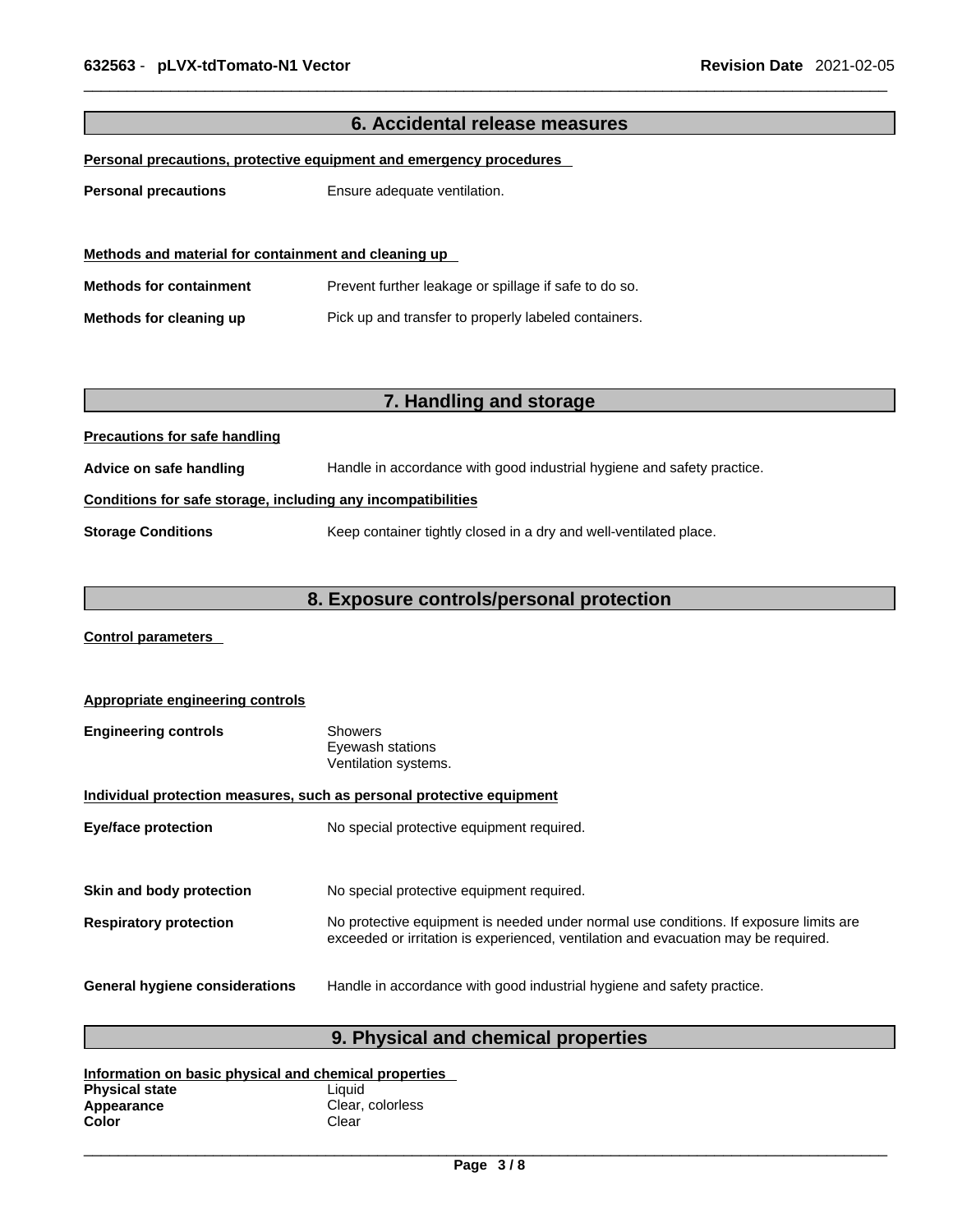## 6. Accidental release measures

**Personal precautions, protective equipment and emergency procedures**

**Personal precautions** Ensure adequate ventilation.

**Methods and material for containment and cleaning up**

**Methods for containment** Prevent further leakage or spillage if safe to do so.

**Methods for cleaning up** Pick up and transfer to properly labeled containers.

## 7. Handling and storage

**Precautions for safe handling**

**Advice on safe handling** Handle in accordance with good industrial hygiene and safety practice.

**Conditions for safe storage, including any incompatibilities**

**Storage Conditions** Keep container tightly closed in a dry and well-ventilated place.

## 8. Exposure controls/personal protection

**Control parameters**

**Appropriate engineering controls**

**Engineering controls** Showers
Eyewash stations
Ventilation systems.

**Individual protection measures, such as personal protective equipment**

**Eye/face protection** No special protective equipment required.

**Skin and body protection** No special protective equipment required.

**Respiratory protection** No protective equipment is needed under normal use conditions. If exposure limits are exceeded or irritation is experienced, ventilation and evacuation may be required.

**General hygiene considerations** Handle in accordance with good industrial hygiene and safety practice.

## 9. Physical and chemical properties

**Information on basic physical and chemical properties**

**Physical state** Liquid
**Appearance** Clear, colorless
**Color** Clear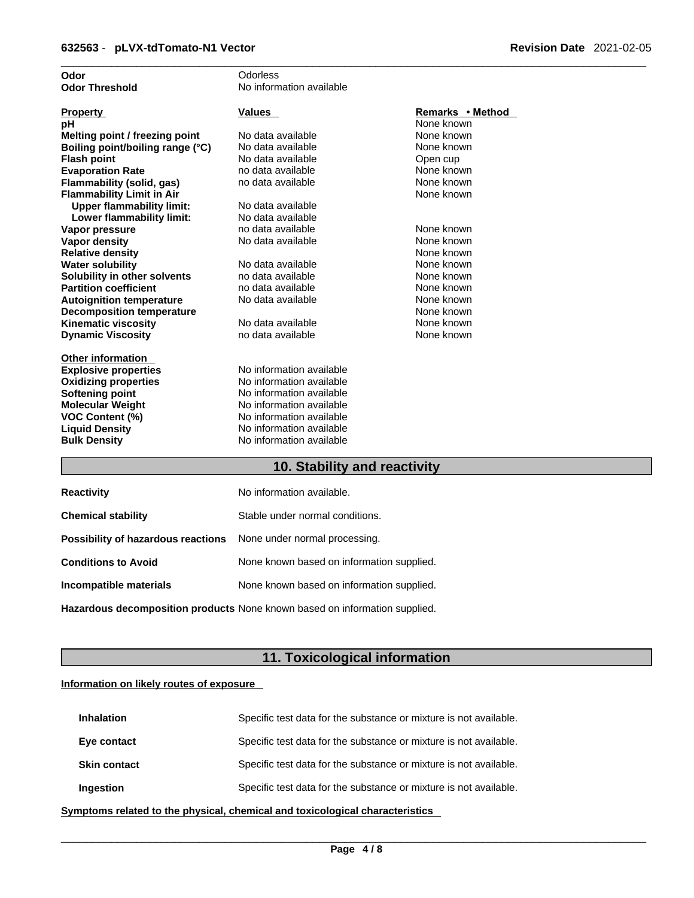| | |
|---|---|
| **Odor** | Odorless |
| **Odor Threshold** | No information available |

| **Property** | **Values** | **Remarks • Method** |
|---|---|---|
| **pH** | | None known |
| **Melting point / freezing point** | No data available | None known |
| **Boiling point/boiling range (°C)** | No data available | None known |
| **Flash point** | No data available | Open cup |
| **Evaporation Rate** | no data available | None known |
| **Flammability (solid, gas)** | no data available | None known |
| **Flammability Limit in Air** | | None known |
| **Upper flammability limit:** | No data available | |
| **Lower flammability limit:** | No data available | |
| **Vapor pressure** | no data available | None known |
| **Vapor density** | No data available | None known |
| **Relative density** | | None known |
| **Water solubility** | No data available | None known |
| **Solubility in other solvents** | no data available | None known |
| **Partition coefficient** | no data available | None known |
| **Autoignition temperature** | No data available | None known |
| **Decomposition temperature** | | None known |
| **Kinematic viscosity** | No data available | None known |
| **Dynamic Viscosity** | no data available | None known |

**Other information**

| | |
|---|---|
| **Explosive properties** | No information available |
| **Oxidizing properties** | No information available |
| **Softening point** | No information available |
| **Molecular Weight** | No information available |
| **VOC Content (%)** | No information available |
| **Liquid Density** | No information available |
| **Bulk Density** | No information available |

## 10. Stability and reactivity

| | |
|---|---|
| **Reactivity** | No information available. |
| **Chemical stability** | Stable under normal conditions. |
| **Possibility of hazardous reactions** | None under normal processing. |
| **Conditions to Avoid** | None known based on information supplied. |
| **Incompatible materials** | None known based on information supplied. |
| **Hazardous decomposition products** | None known based on information supplied. |

## 11. Toxicological information

**Information on likely routes of exposure**

| | |
|---|---|
| **Inhalation** | Specific test data for the substance or mixture is not available. |
| **Eye contact** | Specific test data for the substance or mixture is not available. |
| **Skin contact** | Specific test data for the substance or mixture is not available. |
| **Ingestion** | Specific test data for the substance or mixture is not available. |

**Symptoms related to the physical, chemical and toxicological characteristics**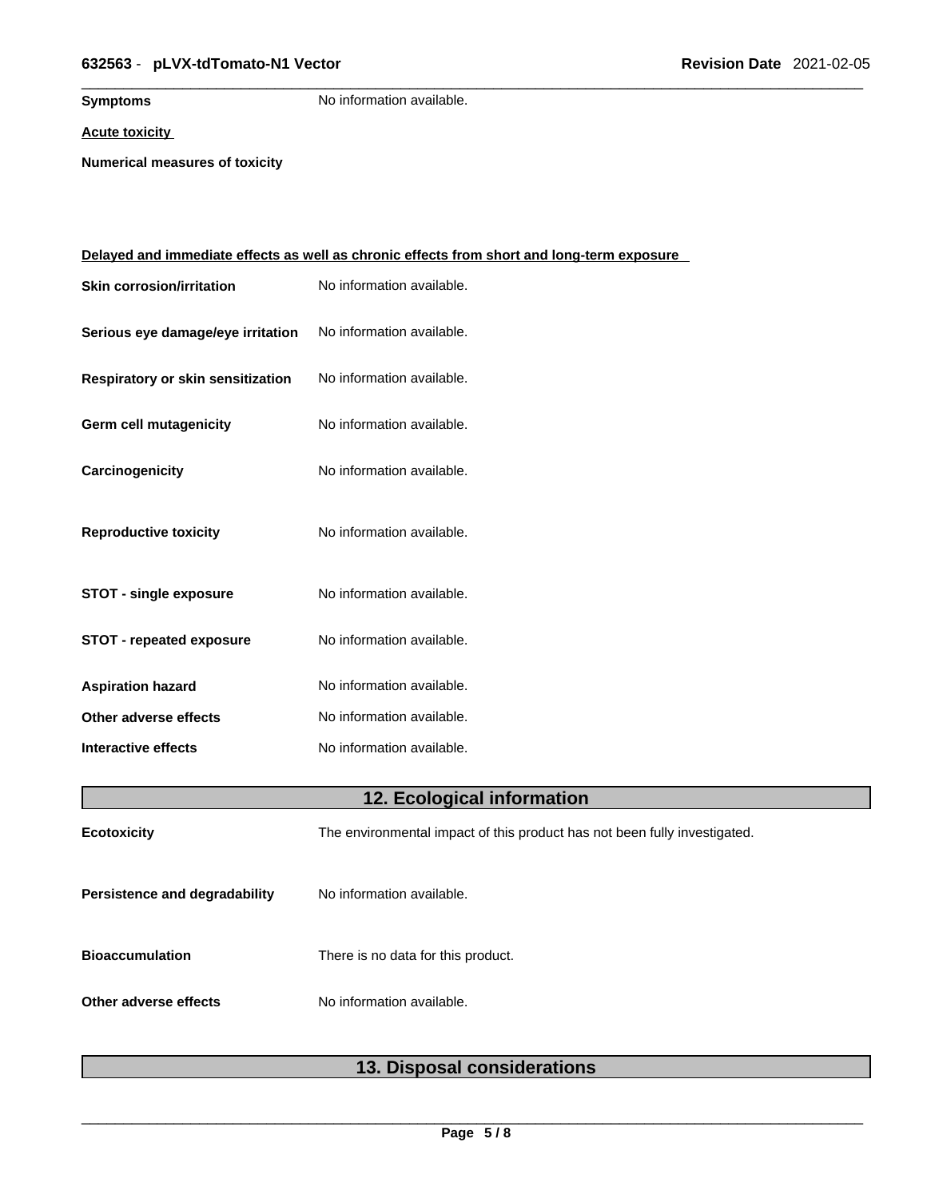**Symptoms** No information available.

**Acute toxicity**

**Numerical measures of toxicity**

**Delayed and immediate effects as well as chronic effects from short and long-term exposure**

**Skin corrosion/irritation** No information available.

**Serious eye damage/eye irritation** No information available.

**Respiratory or skin sensitization** No information available.

**Germ cell mutagenicity** No information available.

**Carcinogenicity** No information available.

**Reproductive toxicity** No information available.

**STOT - single exposure** No information available.

**STOT - repeated exposure** No information available.

**Aspiration hazard** No information available.

**Other adverse effects** No information available.

**Interactive effects** No information available.

## 12. Ecological information

**Ecotoxicity** The environmental impact of this product has not been fully investigated.

**Persistence and degradability** No information available.

**Bioaccumulation** There is no data for this product.

**Other adverse effects** No information available.

## 13. Disposal considerations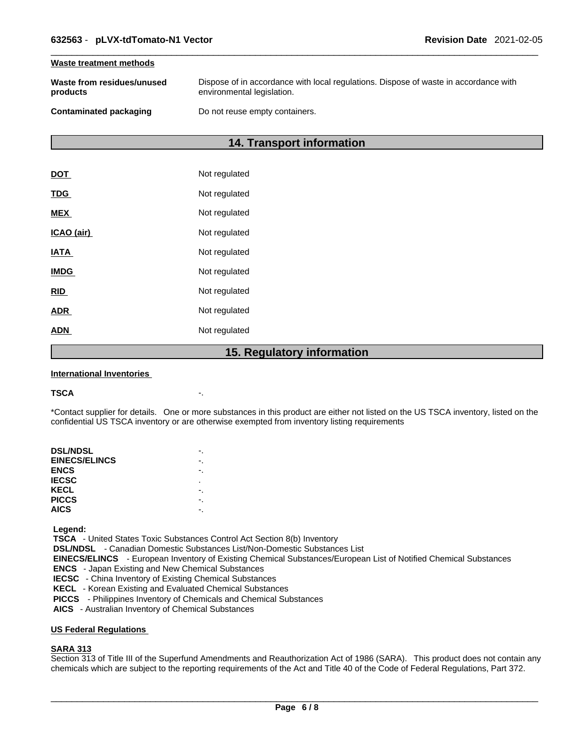**Waste treatment methods**

| | |
|---|---|
| **Waste from residues/unused products** | Dispose of in accordance with local regulations. Dispose of waste in accordance with environmental legislation. |
| **Contaminated packaging** | Do not reuse empty containers. |

## 14. Transport information

| | |
|---|---|
| **DOT** | Not regulated |
| **TDG** | Not regulated |
| **MEX** | Not regulated |
| **ICAO (air)** | Not regulated |
| **IATA** | Not regulated |
| **IMDG** | Not regulated |
| **RID** | Not regulated |
| **ADR** | Not regulated |
| **ADN** | Not regulated |

## 15. Regulatory information

**International Inventories**

**TSCA** -.

*Contact supplier for details. One or more substances in this product are either not listed on the US TSCA inventory, listed on the confidential US TSCA inventory or are otherwise exempted from inventory listing requirements

| | |
|---|---|
| **DSL/NDSL** | -. |
| **EINECS/ELINCS** | -. |
| **ENCS** | -. |
| **IECSC** | . |
| **KECL** | -. |
| **PICCS** | -. |
| **AICS** | -. |

**Legend:**
**TSCA** - United States Toxic Substances Control Act Section 8(b) Inventory
**DSL/NDSL** - Canadian Domestic Substances List/Non-Domestic Substances List
**EINECS/ELINCS** - European Inventory of Existing Chemical Substances/European List of Notified Chemical Substances
**ENCS** - Japan Existing and New Chemical Substances
**IECSC** - China Inventory of Existing Chemical Substances
**KECL** - Korean Existing and Evaluated Chemical Substances
**PICCS** - Philippines Inventory of Chemicals and Chemical Substances
**AICS** - Australian Inventory of Chemical Substances

**US Federal Regulations**

**SARA 313**
Section 313 of Title III of the Superfund Amendments and Reauthorization Act of 1986 (SARA). This product does not contain any chemicals which are subject to the reporting requirements of the Act and Title 40 of the Code of Federal Regulations, Part 372.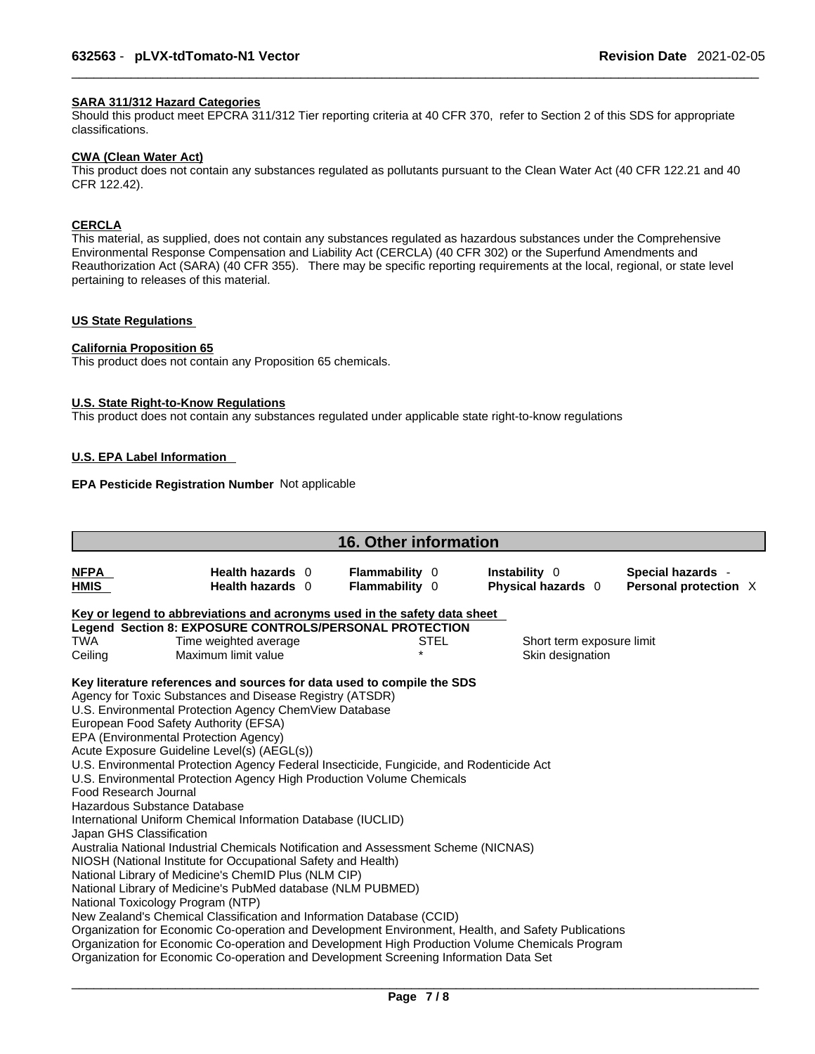**SARA 311/312 Hazard Categories**

Should this product meet EPCRA 311/312 Tier reporting criteria at 40 CFR 370, refer to Section 2 of this SDS for appropriate classifications.

**CWA (Clean Water Act)**

This product does not contain any substances regulated as pollutants pursuant to the Clean Water Act (40 CFR 122.21 and 40 CFR 122.42).

**CERCLA**

This material, as supplied, does not contain any substances regulated as hazardous substances under the Comprehensive Environmental Response Compensation and Liability Act (CERCLA) (40 CFR 302) or the Superfund Amendments and Reauthorization Act (SARA) (40 CFR 355). There may be specific reporting requirements at the local, regional, or state level pertaining to releases of this material.

**US State Regulations**

**California Proposition 65**

This product does not contain any Proposition 65 chemicals.

**U.S. State Right-to-Know Regulations**

This product does not contain any substances regulated under applicable state right-to-know regulations

**U.S. EPA Label Information**

**EPA Pesticide Registration Number** Not applicable

## 16. Other information

| | | | | |
|---|---|---|---|---|
| **NFPA** | **Health hazards** 0 | **Flammability** 0 | **Instability** 0 | **Special hazards** - |
| **HMIS** | **Health hazards** 0 | **Flammability** 0 | **Physical hazards** 0 | **Personal protection** X |

**Key or legend to abbreviations and acronyms used in the safety data sheet**

**Legend Section 8: EXPOSURE CONTROLS/PERSONAL PROTECTION**

| | | | |
|---|---|---|---|
| TWA | Time weighted average | STEL | Short term exposure limit |
| Ceiling | Maximum limit value | * | Skin designation |

**Key literature references and sources for data used to compile the SDS**

Agency for Toxic Substances and Disease Registry (ATSDR)
U.S. Environmental Protection Agency ChemView Database
European Food Safety Authority (EFSA)
EPA (Environmental Protection Agency)
Acute Exposure Guideline Level(s) (AEGL(s))
U.S. Environmental Protection Agency Federal Insecticide, Fungicide, and Rodenticide Act
U.S. Environmental Protection Agency High Production Volume Chemicals
Food Research Journal
Hazardous Substance Database
International Uniform Chemical Information Database (IUCLID)
Japan GHS Classification
Australia National Industrial Chemicals Notification and Assessment Scheme (NICNAS)
NIOSH (National Institute for Occupational Safety and Health)
National Library of Medicine's ChemID Plus (NLM CIP)
National Library of Medicine's PubMed database (NLM PUBMED)
National Toxicology Program (NTP)
New Zealand's Chemical Classification and Information Database (CCID)
Organization for Economic Co-operation and Development Environment, Health, and Safety Publications
Organization for Economic Co-operation and Development High Production Volume Chemicals Program
Organization for Economic Co-operation and Development Screening Information Data Set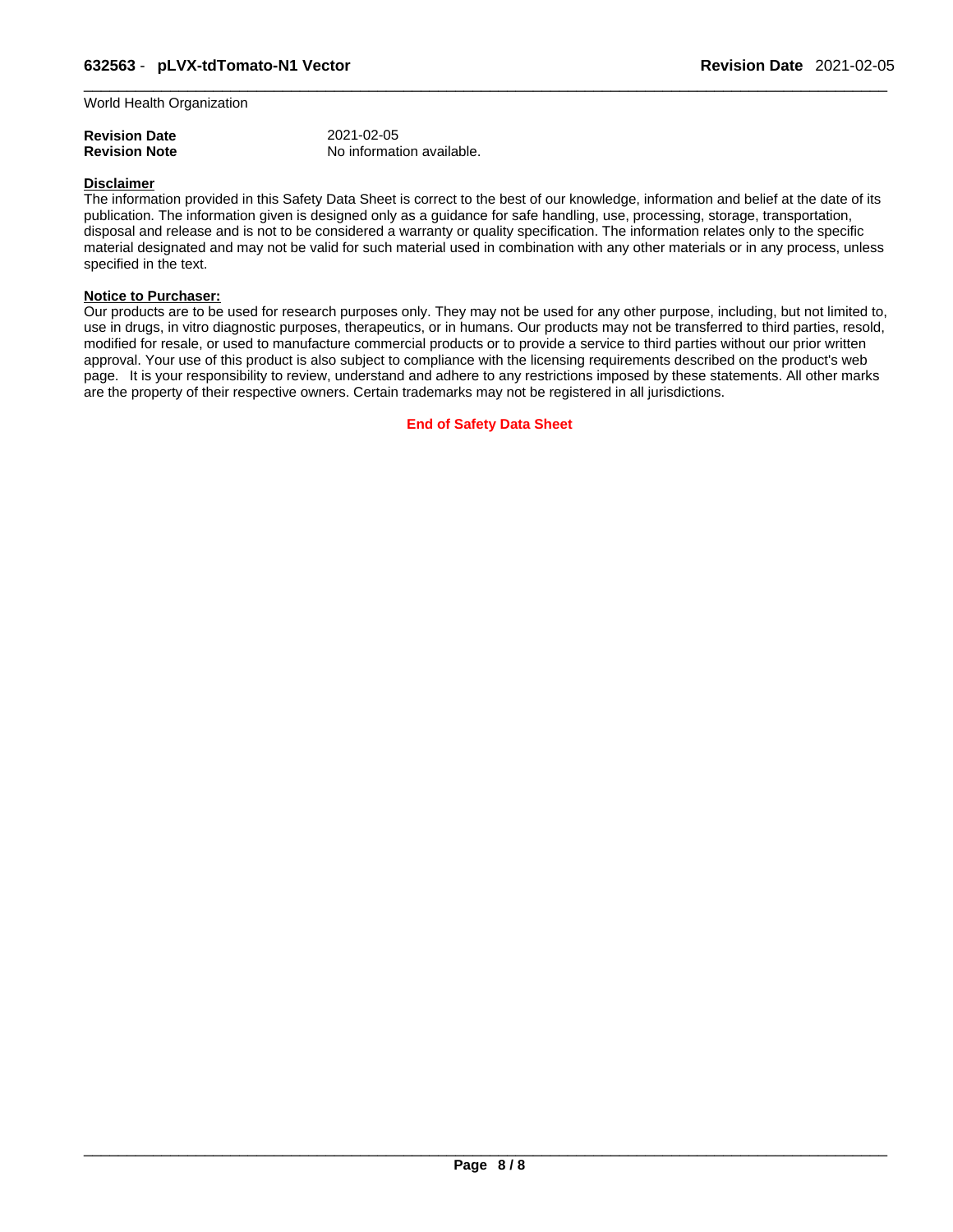World Health Organization

**Revision Date** 2021-02-05
**Revision Note** No information available.

**Disclaimer**

The information provided in this Safety Data Sheet is correct to the best of our knowledge, information and belief at the date of its publication. The information given is designed only as a guidance for safe handling, use, processing, storage, transportation, disposal and release and is not to be considered a warranty or quality specification. The information relates only to the specific material designated and may not be valid for such material used in combination with any other materials or in any process, unless specified in the text.

**Notice to Purchaser:**

Our products are to be used for research purposes only. They may not be used for any other purpose, including, but not limited to, use in drugs, in vitro diagnostic purposes, therapeutics, or in humans. Our products may not be transferred to third parties, resold, modified for resale, or used to manufacture commercial products or to provide a service to third parties without our prior written approval. Your use of this product is also subject to compliance with the licensing requirements described on the product's web page. It is your responsibility to review, understand and adhere to any restrictions imposed by these statements. All other marks are the property of their respective owners. Certain trademarks may not be registered in all jurisdictions.

**End of Safety Data Sheet**